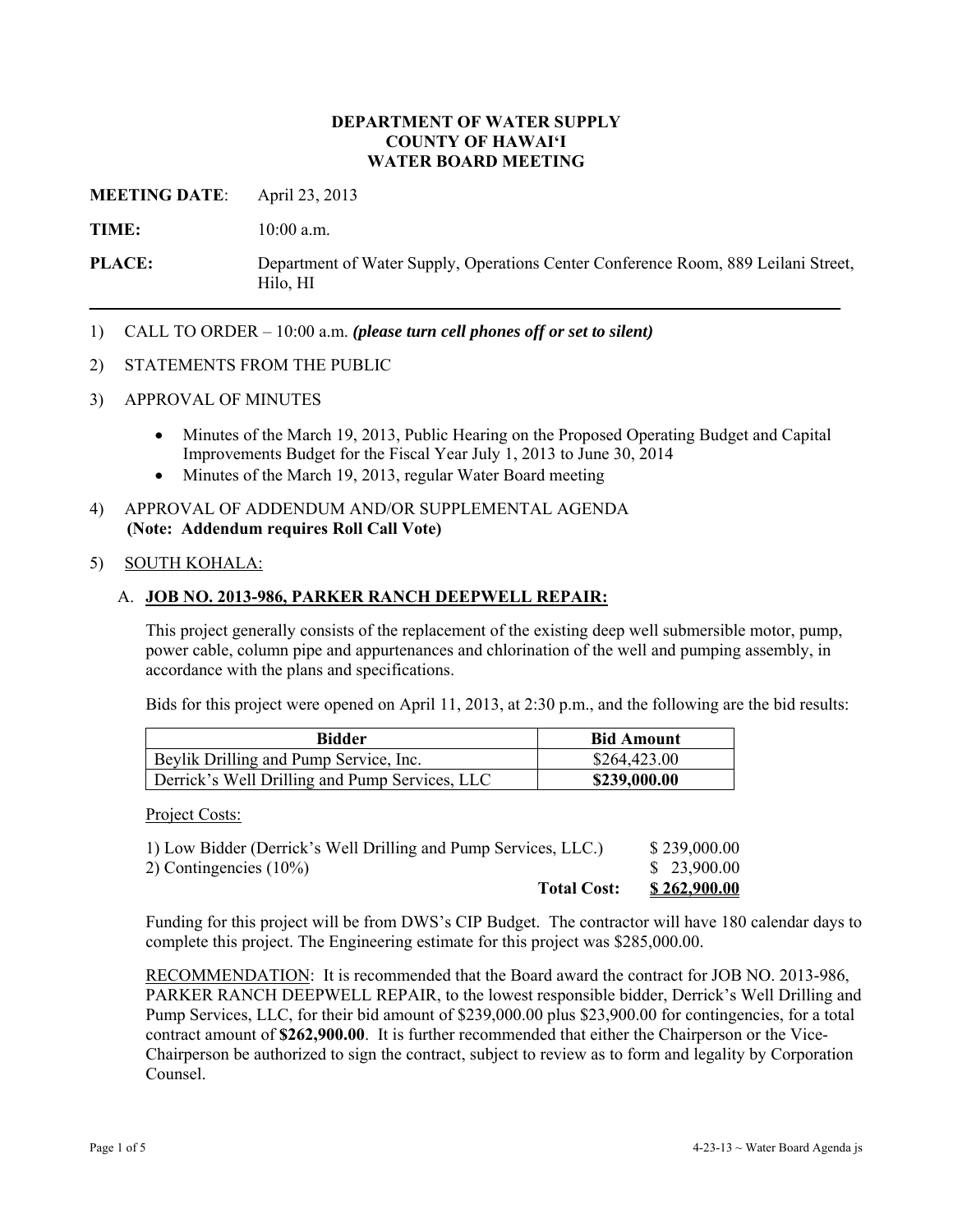**DEPARTMENT OF WATER SUPPLY**
**COUNTY OF HAWAI'I**
**WATER BOARD MEETING**

**MEETING DATE**: April 23, 2013

**TIME:** 10:00 a.m.

**PLACE:** Department of Water Supply, Operations Center Conference Room, 889 Leilani Street, Hilo, HI

---

1) CALL TO ORDER – 10:00 a.m. ***(please turn cell phones off or set to silent)***

2) STATEMENTS FROM THE PUBLIC

3) APPROVAL OF MINUTES

- Minutes of the March 19, 2013, Public Hearing on the Proposed Operating Budget and Capital Improvements Budget for the Fiscal Year July 1, 2013 to June 30, 2014
- Minutes of the March 19, 2013, regular Water Board meeting

4) APPROVAL OF ADDENDUM AND/OR SUPPLEMENTAL AGENDA
**(Note: Addendum requires Roll Call Vote)**

5) SOUTH KOHALA:

A. **JOB NO. 2013-986, PARKER RANCH DEEPWELL REPAIR:**

This project generally consists of the replacement of the existing deep well submersible motor, pump, power cable, column pipe and appurtenances and chlorination of the well and pumping assembly, in accordance with the plans and specifications.

Bids for this project were opened on April 11, 2013, at 2:30 p.m., and the following are the bid results:

| Bidder | Bid Amount |
|---|---|
| Beylik Drilling and Pump Service, Inc. | $264,423.00 |
| Derrick's Well Drilling and Pump Services, LLC | **$239,000.00** |

Project Costs:

| | |
|---|---|
| 1) Low Bidder (Derrick's Well Drilling and Pump Services, LLC.) | $ 239,000.00 |
| 2) Contingencies (10%) | $ 23,900.00 |
| **Total Cost:** | **$ 262,900.00** |

Funding for this project will be from DWS's CIP Budget. The contractor will have 180 calendar days to complete this project. The Engineering estimate for this project was $285,000.00.

RECOMMENDATION: It is recommended that the Board award the contract for JOB NO. 2013-986, PARKER RANCH DEEPWELL REPAIR, to the lowest responsible bidder, Derrick's Well Drilling and Pump Services, LLC, for their bid amount of $239,000.00 plus $23,900.00 for contingencies, for a total contract amount of **$262,900.00**. It is further recommended that either the Chairperson or the Vice-Chairperson be authorized to sign the contract, subject to review as to form and legality by Corporation Counsel.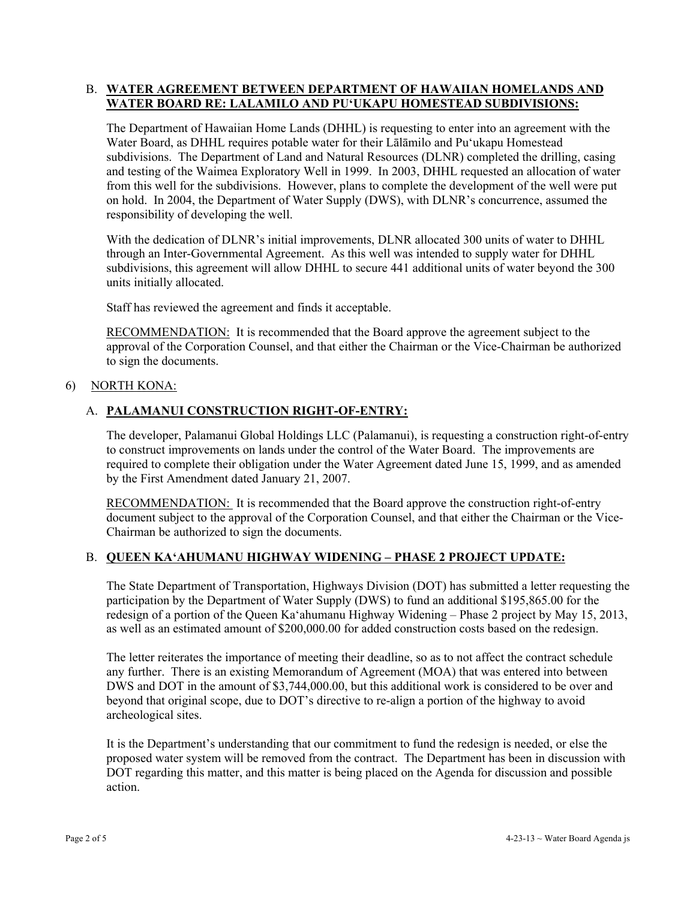B. **WATER AGREEMENT BETWEEN DEPARTMENT OF HAWAIIAN HOMELANDS AND WATER BOARD RE: LALAMILO AND PU‘UKAPU HOMESTEAD SUBDIVISIONS:**

The Department of Hawaiian Home Lands (DHHL) is requesting to enter into an agreement with the Water Board, as DHHL requires potable water for their Lālāmilo and Pu‘ukapu Homestead subdivisions. The Department of Land and Natural Resources (DLNR) completed the drilling, casing and testing of the Waimea Exploratory Well in 1999. In 2003, DHHL requested an allocation of water from this well for the subdivisions. However, plans to complete the development of the well were put on hold. In 2004, the Department of Water Supply (DWS), with DLNR's concurrence, assumed the responsibility of developing the well.

With the dedication of DLNR's initial improvements, DLNR allocated 300 units of water to DHHL through an Inter-Governmental Agreement. As this well was intended to supply water for DHHL subdivisions, this agreement will allow DHHL to secure 441 additional units of water beyond the 300 units initially allocated.

Staff has reviewed the agreement and finds it acceptable.

RECOMMENDATION: It is recommended that the Board approve the agreement subject to the approval of the Corporation Counsel, and that either the Chairman or the Vice-Chairman be authorized to sign the documents.

6) NORTH KONA:

A. **PALAMANUI CONSTRUCTION RIGHT-OF-ENTRY:**

The developer, Palamanui Global Holdings LLC (Palamanui), is requesting a construction right-of-entry to construct improvements on lands under the control of the Water Board. The improvements are required to complete their obligation under the Water Agreement dated June 15, 1999, and as amended by the First Amendment dated January 21, 2007.

RECOMMENDATION: It is recommended that the Board approve the construction right-of-entry document subject to the approval of the Corporation Counsel, and that either the Chairman or the Vice-Chairman be authorized to sign the documents.

B. **QUEEN KA‘AHUMANU HIGHWAY WIDENING – PHASE 2 PROJECT UPDATE:**

The State Department of Transportation, Highways Division (DOT) has submitted a letter requesting the participation by the Department of Water Supply (DWS) to fund an additional $195,865.00 for the redesign of a portion of the Queen Ka‘ahumanu Highway Widening – Phase 2 project by May 15, 2013, as well as an estimated amount of $200,000.00 for added construction costs based on the redesign.

The letter reiterates the importance of meeting their deadline, so as to not affect the contract schedule any further. There is an existing Memorandum of Agreement (MOA) that was entered into between DWS and DOT in the amount of $3,744,000.00, but this additional work is considered to be over and beyond that original scope, due to DOT's directive to re-align a portion of the highway to avoid archeological sites.

It is the Department's understanding that our commitment to fund the redesign is needed, or else the proposed water system will be removed from the contract. The Department has been in discussion with DOT regarding this matter, and this matter is being placed on the Agenda for discussion and possible action.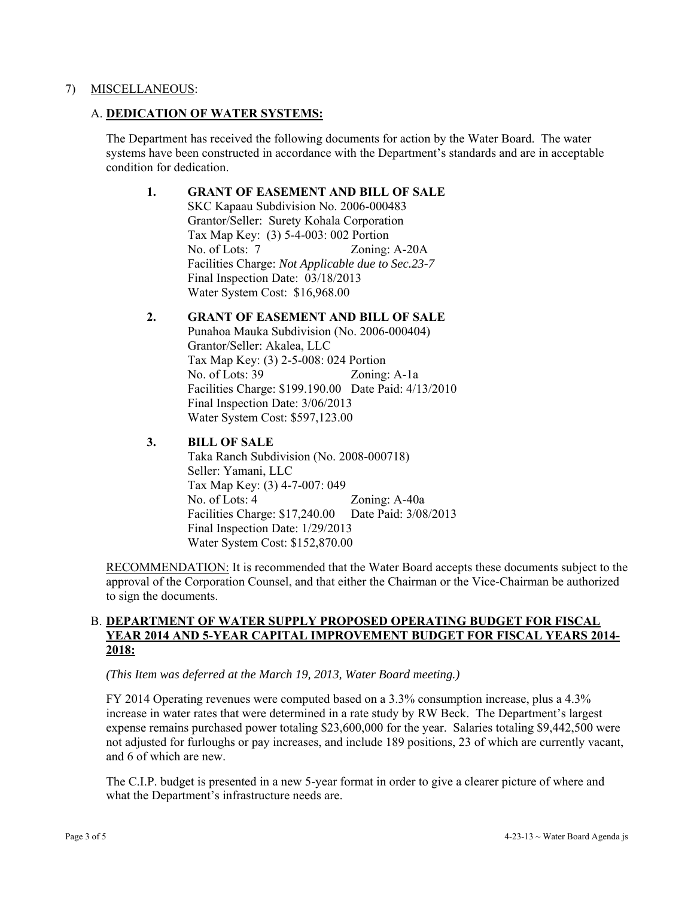7) <u>MISCELLANEOUS</u>:

A. **<u>DEDICATION OF WATER SYSTEMS:</u>**

The Department has received the following documents for action by the Water Board. The water systems have been constructed in accordance with the Department's standards and are in acceptable condition for dedication.

**1. GRANT OF EASEMENT AND BILL OF SALE**
SKC Kapaau Subdivision No. 2006-000483
Grantor/Seller: Surety Kohala Corporation
Tax Map Key: (3) 5-4-003: 002 Portion
No. of Lots: 7 Zoning: A-20A
Facilities Charge: *Not Applicable due to Sec.23-7*
Final Inspection Date: 03/18/2013
Water System Cost: $16,968.00

**2. GRANT OF EASEMENT AND BILL OF SALE**
Punahoa Mauka Subdivision (No. 2006-000404)
Grantor/Seller: Akalea, LLC
Tax Map Key: (3) 2-5-008: 024 Portion
No. of Lots: 39 Zoning: A-1a
Facilities Charge: $199.190.00 Date Paid: 4/13/2010
Final Inspection Date: 3/06/2013
Water System Cost: $597,123.00

**3. BILL OF SALE**
Taka Ranch Subdivision (No. 2008-000718)
Seller: Yamani, LLC
Tax Map Key: (3) 4-7-007: 049
No. of Lots: 4 Zoning: A-40a
Facilities Charge: $17,240.00 Date Paid: 3/08/2013
Final Inspection Date: 1/29/2013
Water System Cost: $152,870.00

<u>RECOMMENDATION:</u> It is recommended that the Water Board accepts these documents subject to the approval of the Corporation Counsel, and that either the Chairman or the Vice-Chairman be authorized to sign the documents.

B. **<u>DEPARTMENT OF WATER SUPPLY PROPOSED OPERATING BUDGET FOR FISCAL YEAR 2014 AND 5-YEAR CAPITAL IMPROVEMENT BUDGET FOR FISCAL YEARS 2014-2018:</u>**

*(This Item was deferred at the March 19, 2013, Water Board meeting.)*

FY 2014 Operating revenues were computed based on a 3.3% consumption increase, plus a 4.3% increase in water rates that were determined in a rate study by RW Beck. The Department's largest expense remains purchased power totaling $23,600,000 for the year. Salaries totaling $9,442,500 were not adjusted for furloughs or pay increases, and include 189 positions, 23 of which are currently vacant, and 6 of which are new.

The C.I.P. budget is presented in a new 5-year format in order to give a clearer picture of where and what the Department's infrastructure needs are.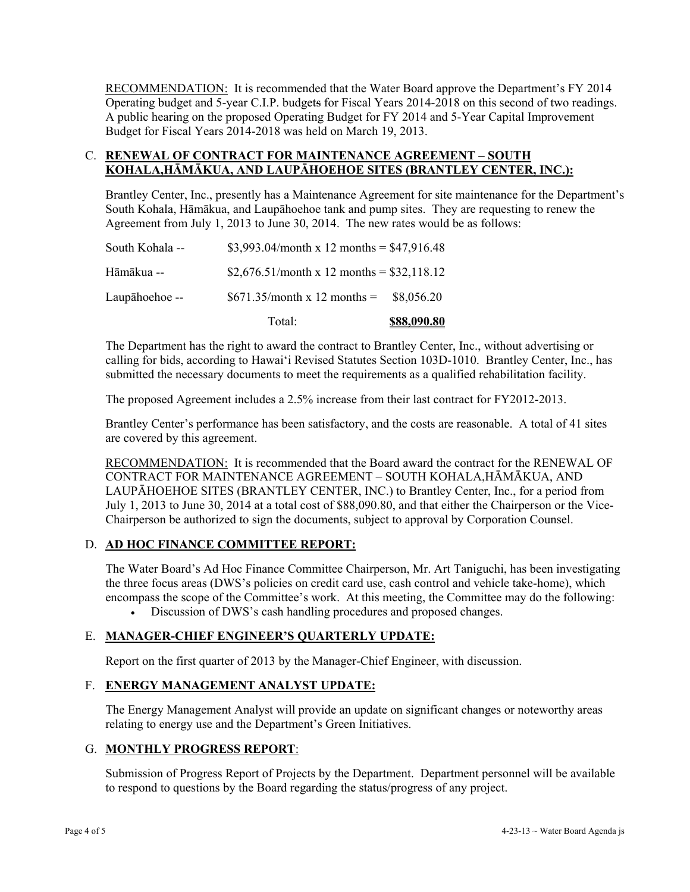RECOMMENDATION: It is recommended that the Water Board approve the Department's FY 2014 Operating budget and 5-year C.I.P. budgets for Fiscal Years 2014-2018 on this second of two readings. A public hearing on the proposed Operating Budget for FY 2014 and 5-Year Capital Improvement Budget for Fiscal Years 2014-2018 was held on March 19, 2013.

C. **RENEWAL OF CONTRACT FOR MAINTENANCE AGREEMENT – SOUTH KOHALA,HĀMĀKUA, AND LAUPĀHOEHOE SITES (BRANTLEY CENTER, INC.):**

Brantley Center, Inc., presently has a Maintenance Agreement for site maintenance for the Department's South Kohala, Hāmākua, and Laupāhoehoe tank and pump sites. They are requesting to renew the Agreement from July 1, 2013 to June 30, 2014. The new rates would be as follows:

| | | |
|---|---|---|
| South Kohala -- | \$3,993.04/month x 12 months = | \$47,916.48 |
| Hāmākua -- | \$2,676.51/month x 12 months = | \$32,118.12 |
| Laupāhoehoe -- | \$671.35/month x 12 months = | \$8,056.20 |
| | Total: | **\$88,090.80** |

The Department has the right to award the contract to Brantley Center, Inc., without advertising or calling for bids, according to Hawai'i Revised Statutes Section 103D-1010. Brantley Center, Inc., has submitted the necessary documents to meet the requirements as a qualified rehabilitation facility.

The proposed Agreement includes a 2.5% increase from their last contract for FY2012-2013.

Brantley Center's performance has been satisfactory, and the costs are reasonable. A total of 41 sites are covered by this agreement.

RECOMMENDATION: It is recommended that the Board award the contract for the RENEWAL OF CONTRACT FOR MAINTENANCE AGREEMENT – SOUTH KOHALA,HĀMĀKUA, AND LAUPĀHOEHOE SITES (BRANTLEY CENTER, INC.) to Brantley Center, Inc., for a period from July 1, 2013 to June 30, 2014 at a total cost of \$88,090.80, and that either the Chairperson or the Vice-Chairperson be authorized to sign the documents, subject to approval by Corporation Counsel.

D. **AD HOC FINANCE COMMITTEE REPORT:**

The Water Board's Ad Hoc Finance Committee Chairperson, Mr. Art Taniguchi, has been investigating the three focus areas (DWS's policies on credit card use, cash control and vehicle take-home), which encompass the scope of the Committee's work. At this meeting, the Committee may do the following:

- Discussion of DWS's cash handling procedures and proposed changes.

E. **MANAGER-CHIEF ENGINEER'S QUARTERLY UPDATE:**

Report on the first quarter of 2013 by the Manager-Chief Engineer, with discussion.

F. **ENERGY MANAGEMENT ANALYST UPDATE:**

The Energy Management Analyst will provide an update on significant changes or noteworthy areas relating to energy use and the Department's Green Initiatives.

G. **MONTHLY PROGRESS REPORT**:

Submission of Progress Report of Projects by the Department. Department personnel will be available to respond to questions by the Board regarding the status/progress of any project.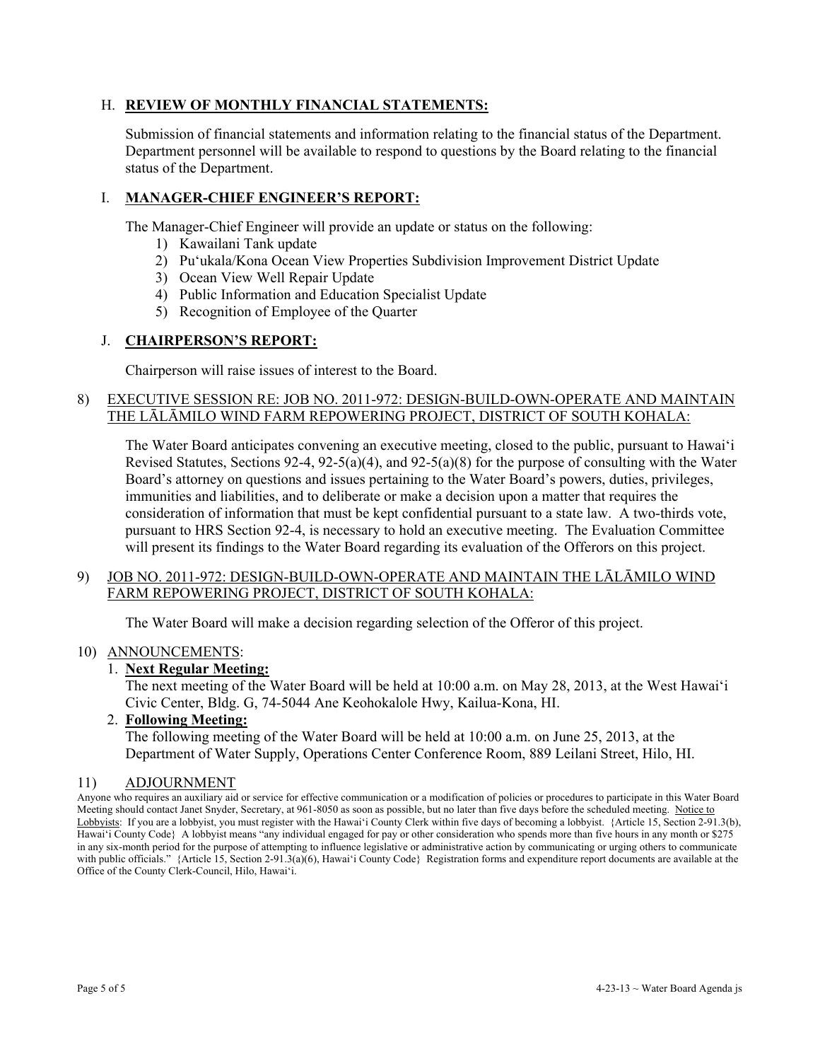H. **REVIEW OF MONTHLY FINANCIAL STATEMENTS:**

Submission of financial statements and information relating to the financial status of the Department. Department personnel will be available to respond to questions by the Board relating to the financial status of the Department.

I. **MANAGER-CHIEF ENGINEER'S REPORT:**

The Manager-Chief Engineer will provide an update or status on the following:

1) Kawailani Tank update
2) Pu'ukala/Kona Ocean View Properties Subdivision Improvement District Update
3) Ocean View Well Repair Update
4) Public Information and Education Specialist Update
5) Recognition of Employee of the Quarter

J. **CHAIRPERSON'S REPORT:**

Chairperson will raise issues of interest to the Board.

8) EXECUTIVE SESSION RE: JOB NO. 2011-972: DESIGN-BUILD-OWN-OPERATE AND MAINTAIN THE LĀLĀMILO WIND FARM REPOWERING PROJECT, DISTRICT OF SOUTH KOHALA:

The Water Board anticipates convening an executive meeting, closed to the public, pursuant to Hawai'i Revised Statutes, Sections 92-4, 92-5(a)(4), and 92-5(a)(8) for the purpose of consulting with the Water Board's attorney on questions and issues pertaining to the Water Board's powers, duties, privileges, immunities and liabilities, and to deliberate or make a decision upon a matter that requires the consideration of information that must be kept confidential pursuant to a state law. A two-thirds vote, pursuant to HRS Section 92-4, is necessary to hold an executive meeting. The Evaluation Committee will present its findings to the Water Board regarding its evaluation of the Offerors on this project.

9) JOB NO. 2011-972: DESIGN-BUILD-OWN-OPERATE AND MAINTAIN THE LĀLĀMILO WIND FARM REPOWERING PROJECT, DISTRICT OF SOUTH KOHALA:

The Water Board will make a decision regarding selection of the Offeror of this project.

10) ANNOUNCEMENTS:

1. **Next Regular Meeting:**
   The next meeting of the Water Board will be held at 10:00 a.m. on May 28, 2013, at the West Hawai'i Civic Center, Bldg. G, 74-5044 Ane Keohokalole Hwy, Kailua-Kona, HI.
2. **Following Meeting:**
   The following meeting of the Water Board will be held at 10:00 a.m. on June 25, 2013, at the Department of Water Supply, Operations Center Conference Room, 889 Leilani Street, Hilo, HI.

11) ADJOURNMENT

Anyone who requires an auxiliary aid or service for effective communication or a modification of policies or procedures to participate in this Water Board Meeting should contact Janet Snyder, Secretary, at 961-8050 as soon as possible, but no later than five days before the scheduled meeting. Notice to Lobbyists: If you are a lobbyist, you must register with the Hawai'i County Clerk within five days of becoming a lobbyist. {Article 15, Section 2-91.3(b), Hawai'i County Code} A lobbyist means "any individual engaged for pay or other consideration who spends more than five hours in any month or $275 in any six-month period for the purpose of attempting to influence legislative or administrative action by communicating or urging others to communicate with public officials." {Article 15, Section 2-91.3(a)(6), Hawai'i County Code} Registration forms and expenditure report documents are available at the Office of the County Clerk-Council, Hilo, Hawai'i.